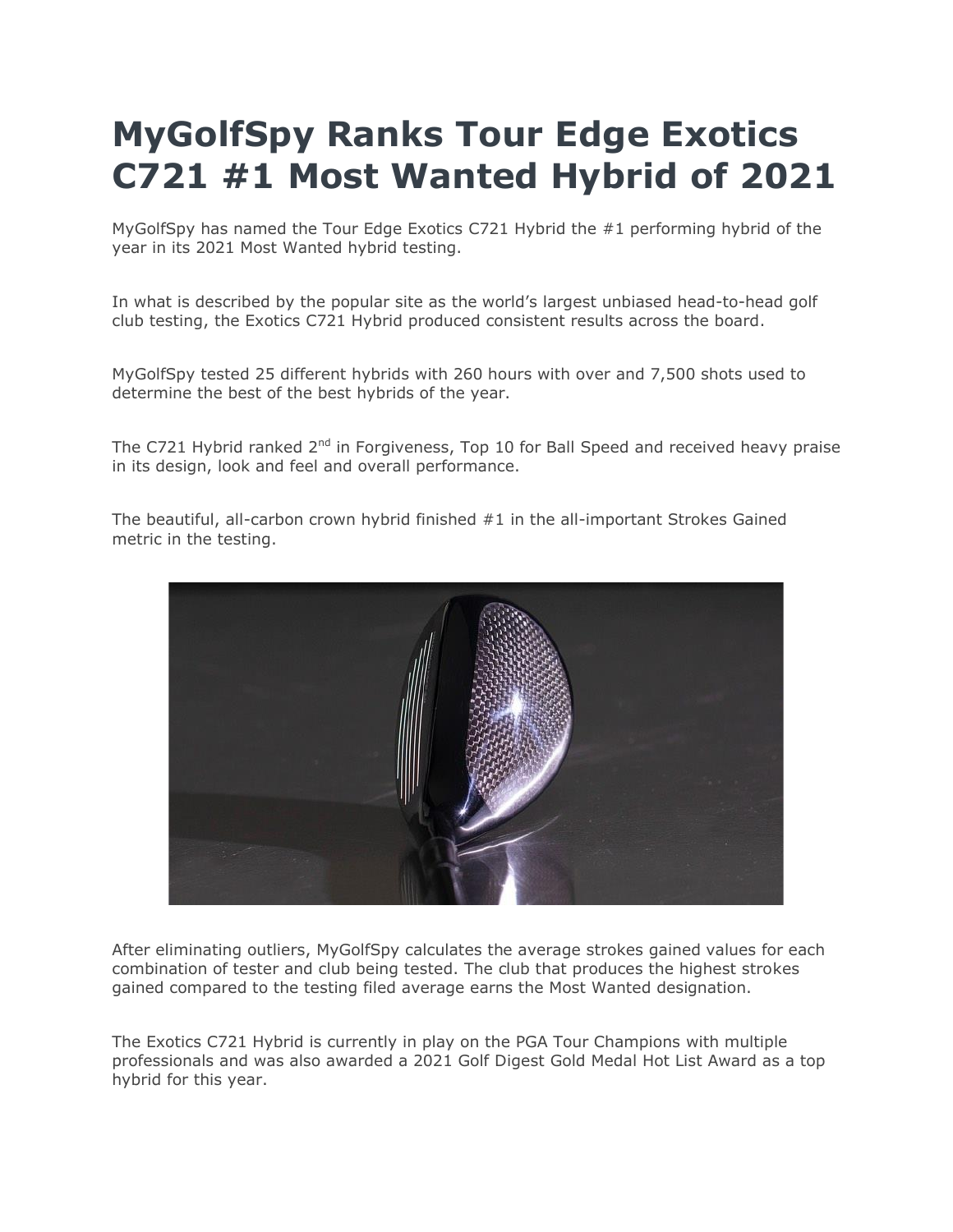# MyGolfSpy Ranks Tour Edge Exotics C721 #1 Most Wanted Hybrid of 2021

MyGolfSpy has named the Tour Edge Exotics C721 Hybrid the #1 performing hybrid of the year in its 2021 Most Wanted hybrid testing.

In what is described by the popular site as the world's largest unbiased head-to-head golf club testing, the Exotics C721 Hybrid produced consistent results across the board.

MyGolfSpy tested 25 different hybrids with 260 hours with over and 7,500 shots used to determine the best of the best hybrids of the year.

The C721 Hybrid ranked 2nd in Forgiveness, Top 10 for Ball Speed and received heavy praise in its design, look and feel and overall performance.

The beautiful, all-carbon crown hybrid finished #1 in the all-important Strokes Gained metric in the testing.

After eliminating outliers, MyGolfSpy calculates the average strokes gained values for each combination of tester and club being tested. The club that produces the highest strokes gained compared to the testing filed average earns the Most Wanted designation.

The Exotics C721 Hybrid is currently in play on the PGA Tour Champions with multiple professionals and was also awarded a 2021 Golf Digest Gold Medal Hot List Award as a top hybrid for this year.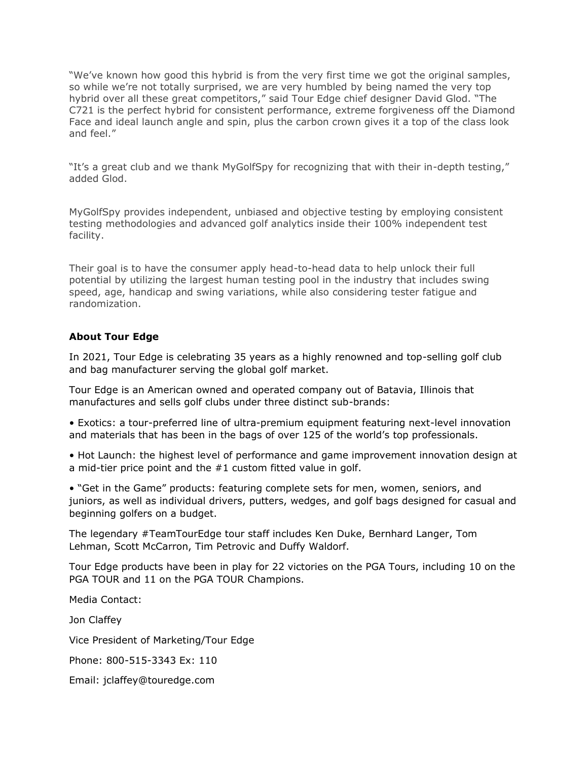"We've known how good this hybrid is from the very first time we got the original samples, so while we're not totally surprised, we are very humbled by being named the very top hybrid over all these great competitors," said Tour Edge chief designer David Glod. "The C721 is the perfect hybrid for consistent performance, extreme forgiveness off the Diamond Face and ideal launch angle and spin, plus the carbon crown gives it a top of the class look and feel."

"It's a great club and we thank MyGolfSpy for recognizing that with their in-depth testing," added Glod.

MyGolfSpy provides independent, unbiased and objective testing by employing consistent testing methodologies and advanced golf analytics inside their 100% independent test facility.

Their goal is to have the consumer apply head-to-head data to help unlock their full potential by utilizing the largest human testing pool in the industry that includes swing speed, age, handicap and swing variations, while also considering tester fatigue and randomization.

**About Tour Edge**

In 2021, Tour Edge is celebrating 35 years as a highly renowned and top-selling golf club and bag manufacturer serving the global golf market.

Tour Edge is an American owned and operated company out of Batavia, Illinois that manufactures and sells golf clubs under three distinct sub-brands:

• Exotics: a tour-preferred line of ultra-premium equipment featuring next-level innovation and materials that has been in the bags of over 125 of the world's top professionals.

• Hot Launch: the highest level of performance and game improvement innovation design at a mid-tier price point and the #1 custom fitted value in golf.

• "Get in the Game" products: featuring complete sets for men, women, seniors, and juniors, as well as individual drivers, putters, wedges, and golf bags designed for casual and beginning golfers on a budget.

The legendary #TeamTourEdge tour staff includes Ken Duke, Bernhard Langer, Tom Lehman, Scott McCarron, Tim Petrovic and Duffy Waldorf.

Tour Edge products have been in play for 22 victories on the PGA Tours, including 10 on the PGA TOUR and 11 on the PGA TOUR Champions.

Media Contact:

Jon Claffey

Vice President of Marketing/Tour Edge

Phone: 800-515-3343 Ex: 110

Email: jclaffey@touredge.com